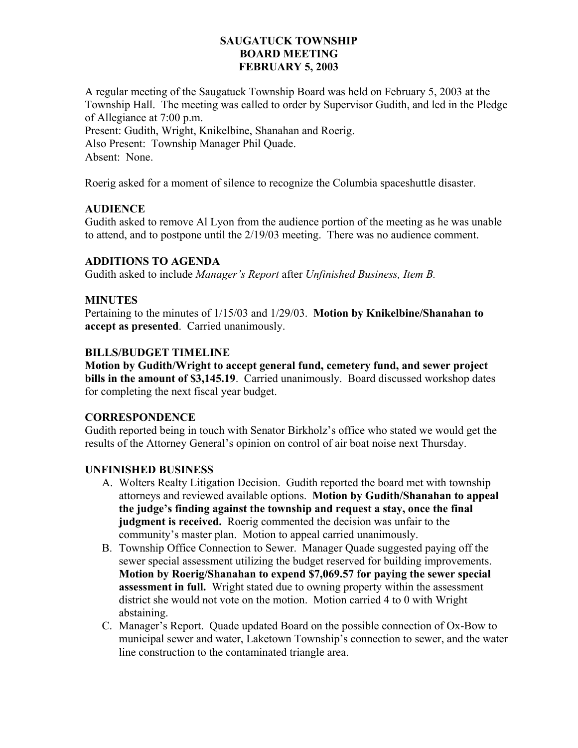# SAUGATUCK TOWNSHIP
# BOARD MEETING
# FEBRUARY 5, 2003

A regular meeting of the Saugatuck Township Board was held on February 5, 2003 at the Township Hall. The meeting was called to order by Supervisor Gudith, and led in the Pledge of Allegiance at 7:00 p.m.
Present: Gudith, Wright, Knikelbine, Shanahan and Roerig.
Also Present: Township Manager Phil Quade.
Absent: None.

Roerig asked for a moment of silence to recognize the Columbia spaceshuttle disaster.

## AUDIENCE

Gudith asked to remove Al Lyon from the audience portion of the meeting as he was unable to attend, and to postpone until the 2/19/03 meeting. There was no audience comment.

## ADDITIONS TO AGENDA

Gudith asked to include *Manager's Report* after *Unfinished Business, Item B.*

## MINUTES

Pertaining to the minutes of 1/15/03 and 1/29/03. **Motion by Knikelbine/Shanahan to accept as presented**. Carried unanimously.

## BILLS/BUDGET TIMELINE

**Motion by Gudith/Wright to accept general fund, cemetery fund, and sewer project bills in the amount of $3,145.19**. Carried unanimously. Board discussed workshop dates for completing the next fiscal year budget.

## CORRESPONDENCE

Gudith reported being in touch with Senator Birkholz's office who stated we would get the results of the Attorney General's opinion on control of air boat noise next Thursday.

## UNFINISHED BUSINESS

A. Wolters Realty Litigation Decision. Gudith reported the board met with township attorneys and reviewed available options. **Motion by Gudith/Shanahan to appeal the judge's finding against the township and request a stay, once the final judgment is received.** Roerig commented the decision was unfair to the community's master plan. Motion to appeal carried unanimously.

B. Township Office Connection to Sewer. Manager Quade suggested paying off the sewer special assessment utilizing the budget reserved for building improvements. **Motion by Roerig/Shanahan to expend $7,069.57 for paying the sewer special assessment in full.** Wright stated due to owning property within the assessment district she would not vote on the motion. Motion carried 4 to 0 with Wright abstaining.

C. Manager's Report. Quade updated Board on the possible connection of Ox-Bow to municipal sewer and water, Laketown Township's connection to sewer, and the water line construction to the contaminated triangle area.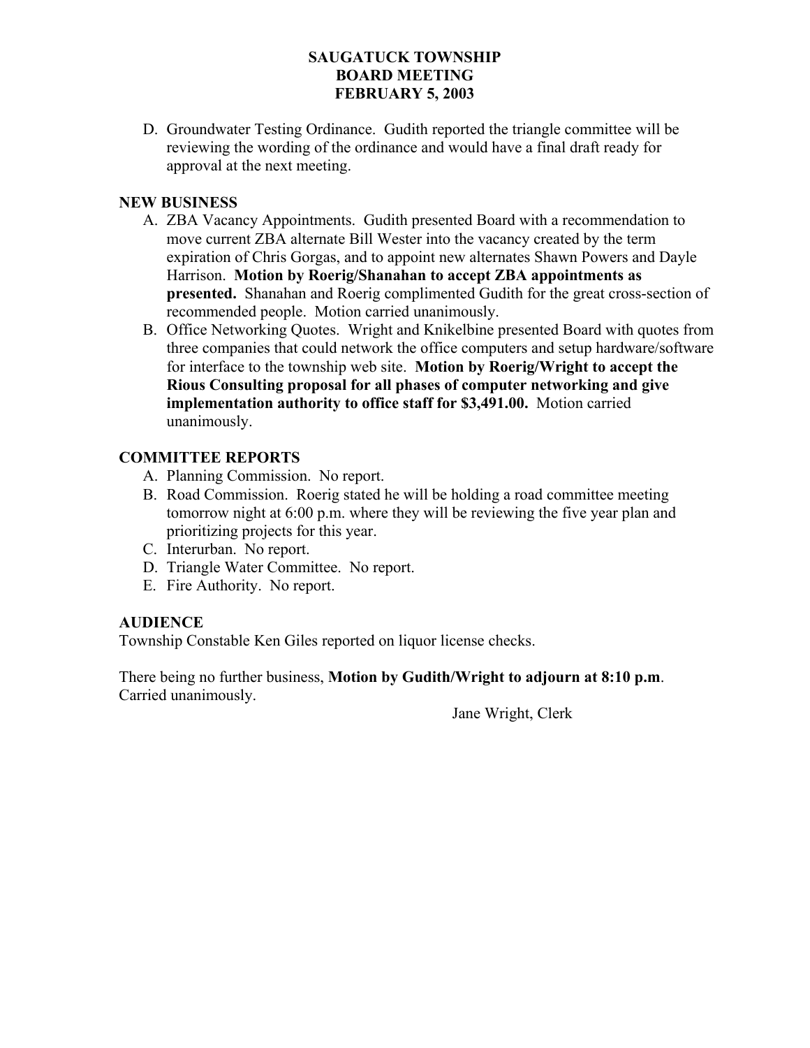**SAUGATUCK TOWNSHIP**
**BOARD MEETING**
**FEBRUARY 5, 2003**

D. Groundwater Testing Ordinance. Gudith reported the triangle committee will be reviewing the wording of the ordinance and would have a final draft ready for approval at the next meeting.

**NEW BUSINESS**

A. ZBA Vacancy Appointments. Gudith presented Board with a recommendation to move current ZBA alternate Bill Wester into the vacancy created by the term expiration of Chris Gorgas, and to appoint new alternates Shawn Powers and Dayle Harrison. **Motion by Roerig/Shanahan to accept ZBA appointments as presented.** Shanahan and Roerig complimented Gudith for the great cross-section of recommended people. Motion carried unanimously.
B. Office Networking Quotes. Wright and Knikelbine presented Board with quotes from three companies that could network the office computers and setup hardware/software for interface to the township web site. **Motion by Roerig/Wright to accept the Rious Consulting proposal for all phases of computer networking and give implementation authority to office staff for $3,491.00.** Motion carried unanimously.

**COMMITTEE REPORTS**

A. Planning Commission. No report.
B. Road Commission. Roerig stated he will be holding a road committee meeting tomorrow night at 6:00 p.m. where they will be reviewing the five year plan and prioritizing projects for this year.
C. Interurban. No report.
D. Triangle Water Committee. No report.
E. Fire Authority. No report.

**AUDIENCE**

Township Constable Ken Giles reported on liquor license checks.

There being no further business, **Motion by Gudith/Wright to adjourn at 8:10 p.m**. Carried unanimously.

Jane Wright, Clerk